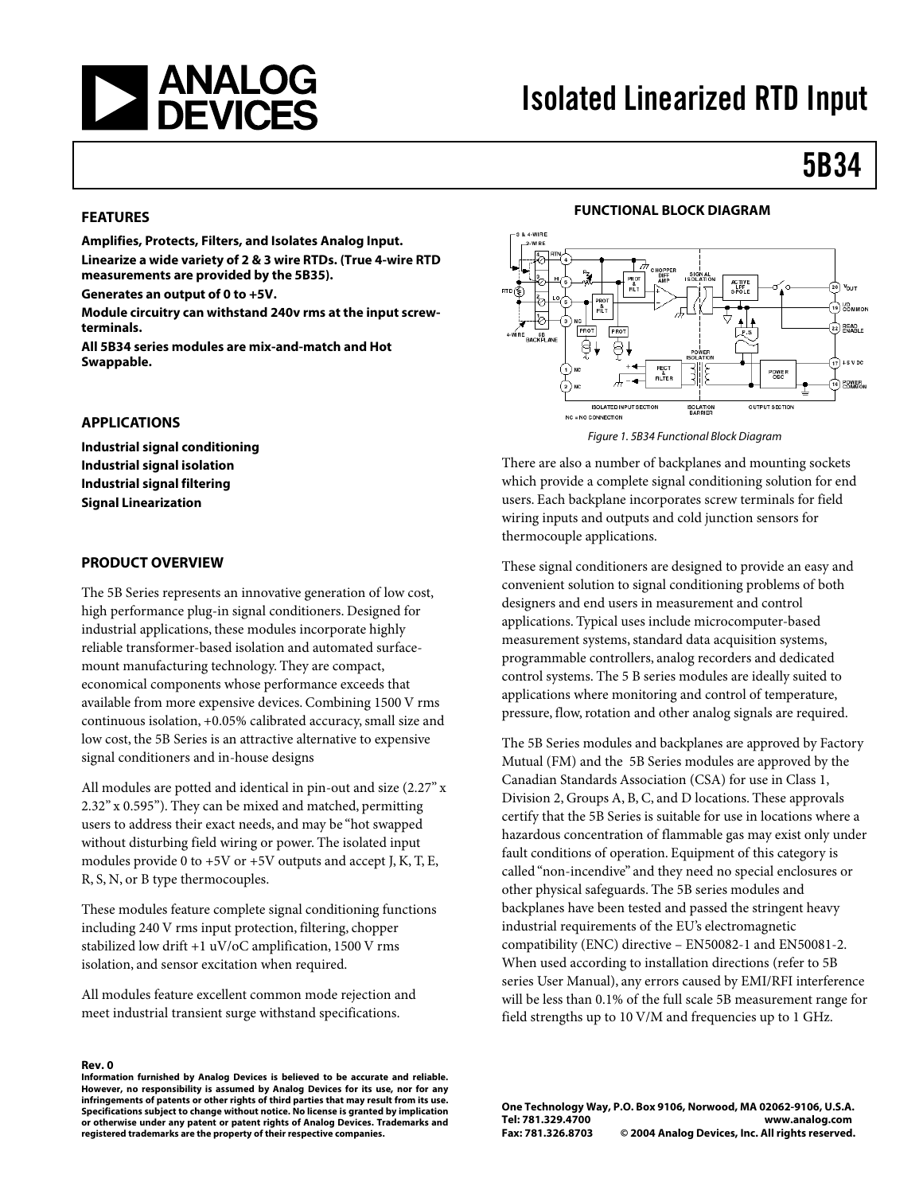# Isolated Linearized RTD Input

# 5B34

## FEATURES

**Amplifies, Protects, Filters, and Isolates Analog Input.**
**Linearize a wide variety of 2 & 3 wire RTDs. (True 4-wire RTD measurements are provided by the 5B35).**
**Generates an output of 0 to +5V.**
**Module circuitry can withstand 240v rms at the input screw-terminals.**
**All 5B34 series modules are mix-and-match and Hot Swappable.**

## APPLICATIONS

**Industrial signal conditioning**
**Industrial signal isolation**
**Industrial signal filtering**
**Signal Linearization**

## PRODUCT OVERVIEW

The 5B Series represents an innovative generation of low cost, high performance plug-in signal conditioners. Designed for industrial applications, these modules incorporate highly reliable transformer-based isolation and automated surface-mount manufacturing technology. They are compact, economical components whose performance exceeds that available from more expensive devices. Combining 1500 V rms continuous isolation, +0.05% calibrated accuracy, small size and low cost, the 5B Series is an attractive alternative to expensive signal conditioners and in-house designs

All modules are potted and identical in pin-out and size (2.27" x 2.32" x 0.595"). They can be mixed and matched, permitting users to address their exact needs, and may be "hot swapped without disturbing field wiring or power. The isolated input modules provide 0 to +5V or +5V outputs and accept J, K, T, E, R, S, N, or B type thermocouples.

These modules feature complete signal conditioning functions including 240 V rms input protection, filtering, chopper stabilized low drift +1 uV/oC amplification, 1500 V rms isolation, and sensor excitation when required.

All modules feature excellent common mode rejection and meet industrial transient surge withstand specifications.

**FUNCTIONAL BLOCK DIAGRAM**

*Figure 1. 5B34 Functional Block Diagram*

There are also a number of backplanes and mounting sockets which provide a complete signal conditioning solution for end users. Each backplane incorporates screw terminals for field wiring inputs and outputs and cold junction sensors for thermocouple applications.

These signal conditioners are designed to provide an easy and convenient solution to signal conditioning problems of both designers and end users in measurement and control applications. Typical uses include microcomputer-based measurement systems, standard data acquisition systems, programmable controllers, analog recorders and dedicated control systems. The 5 B series modules are ideally suited to applications where monitoring and control of temperature, pressure, flow, rotation and other analog signals are required.

The 5B Series modules and backplanes are approved by Factory Mutual (FM) and the 5B Series modules are approved by the Canadian Standards Association (CSA) for use in Class 1, Division 2, Groups A, B, C, and D locations. These approvals certify that the 5B Series is suitable for use in locations where a hazardous concentration of flammable gas may exist only under fault conditions of operation. Equipment of this category is called "non-incendive" and they need no special enclosures or other physical safeguards. The 5B series modules and backplanes have been tested and passed the stringent heavy industrial requirements of the EU's electromagnetic compatibility (ENC) directive – EN50082-1 and EN50081-2. When used according to installation directions (refer to 5B series User Manual), any errors caused by EMI/RFI interference will be less than 0.1% of the full scale 5B measurement range for field strengths up to 10 V/M and frequencies up to 1 GHz.

**Rev. 0**
**Information furnished by Analog Devices is believed to be accurate and reliable. However, no responsibility is assumed by Analog Devices for its use, nor for any infringements of patents or other rights of third parties that may result from its use. Specifications subject to change without notice. No license is granted by implication or otherwise under any patent or patent rights of Analog Devices. Trademarks and registered trademarks are the property of their respective companies.**

**One Technology Way, P.O. Box 9106, Norwood, MA 02062-9106, U.S.A.**
**Tel: 781.329.4700 www.analog.com**
**Fax: 781.326.8703 © 2004 Analog Devices, Inc. All rights reserved.**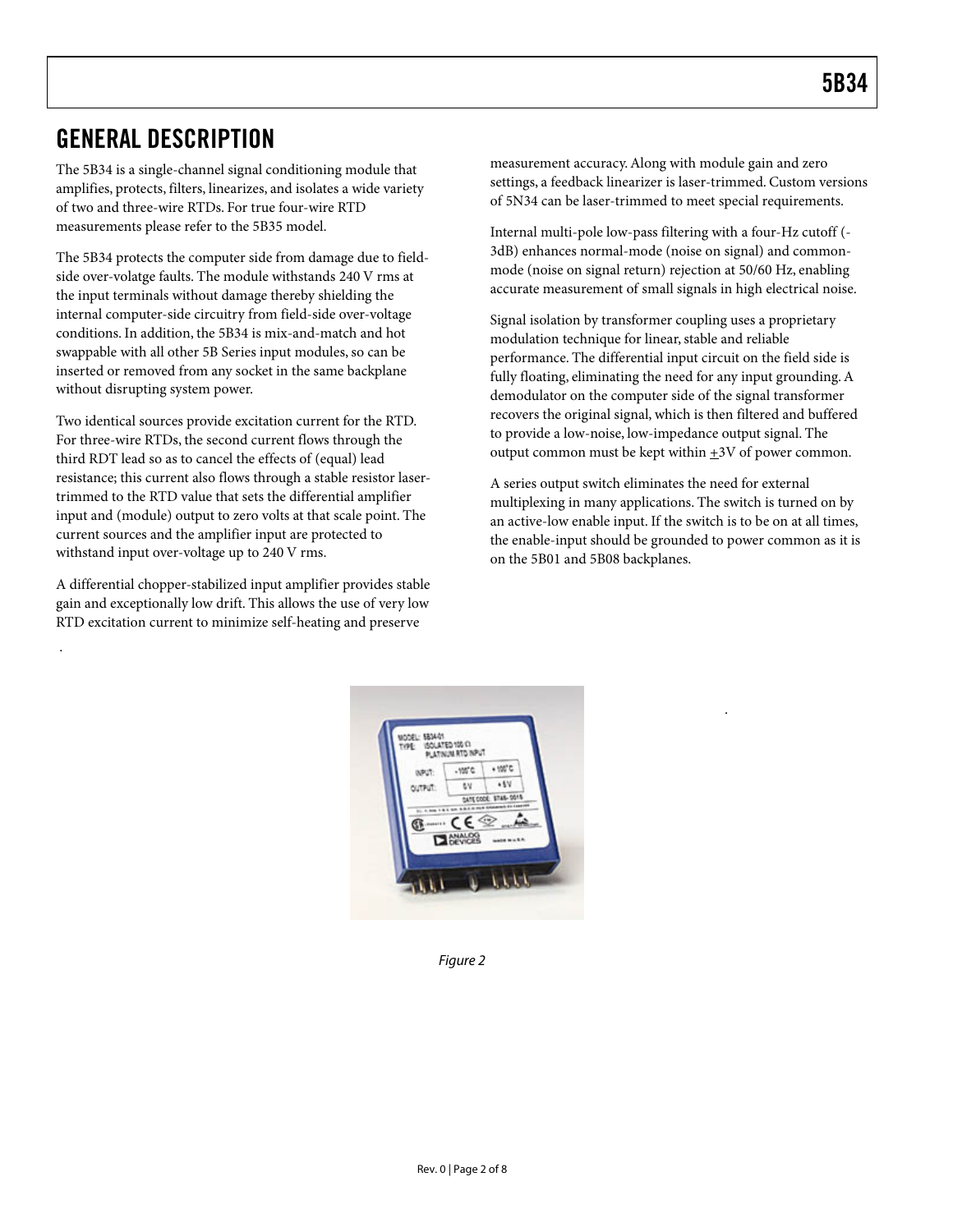## GENERAL DESCRIPTION

The 5B34 is a single-channel signal conditioning module that amplifies, protects, filters, linearizes, and isolates a wide variety of two and three-wire RTDs. For true four-wire RTD measurements please refer to the 5B35 model.

The 5B34 protects the computer side from damage due to field-side over-volatge faults. The module withstands 240 V rms at the input terminals without damage thereby shielding the internal computer-side circuitry from field-side over-voltage conditions. In addition, the 5B34 is mix-and-match and hot swappable with all other 5B Series input modules, so can be inserted or removed from any socket in the same backplane without disrupting system power.

Two identical sources provide excitation current for the RTD. For three-wire RTDs, the second current flows through the third RDT lead so as to cancel the effects of (equal) lead resistance; this current also flows through a stable resistor laser-trimmed to the RTD value that sets the differential amplifier input and (module) output to zero volts at that scale point. The current sources and the amplifier input are protected to withstand input over-voltage up to 240 V rms.

A differential chopper-stabilized input amplifier provides stable gain and exceptionally low drift. This allows the use of very low RTD excitation current to minimize self-heating and preserve measurement accuracy. Along with module gain and zero settings, a feedback linearizer is laser-trimmed. Custom versions of 5N34 can be laser-trimmed to meet special requirements.

Internal multi-pole low-pass filtering with a four-Hz cutoff (-3dB) enhances normal-mode (noise on signal) and common-mode (noise on signal return) rejection at 50/60 Hz, enabling accurate measurement of small signals in high electrical noise.

Signal isolation by transformer coupling uses a proprietary modulation technique for linear, stable and reliable performance. The differential input circuit on the field side is fully floating, eliminating the need for any input grounding. A demodulator on the computer side of the signal transformer recovers the original signal, which is then filtered and buffered to provide a low-noise, low-impedance output signal. The output common must be kept within ±3V of power common.

A series output switch eliminates the need for external multiplexing in many applications. The switch is turned on by an active-low enable input. If the switch is to be on at all times, the enable-input should be grounded to power common as it is on the 5B01 and 5B08 backplanes.

*Figure 2*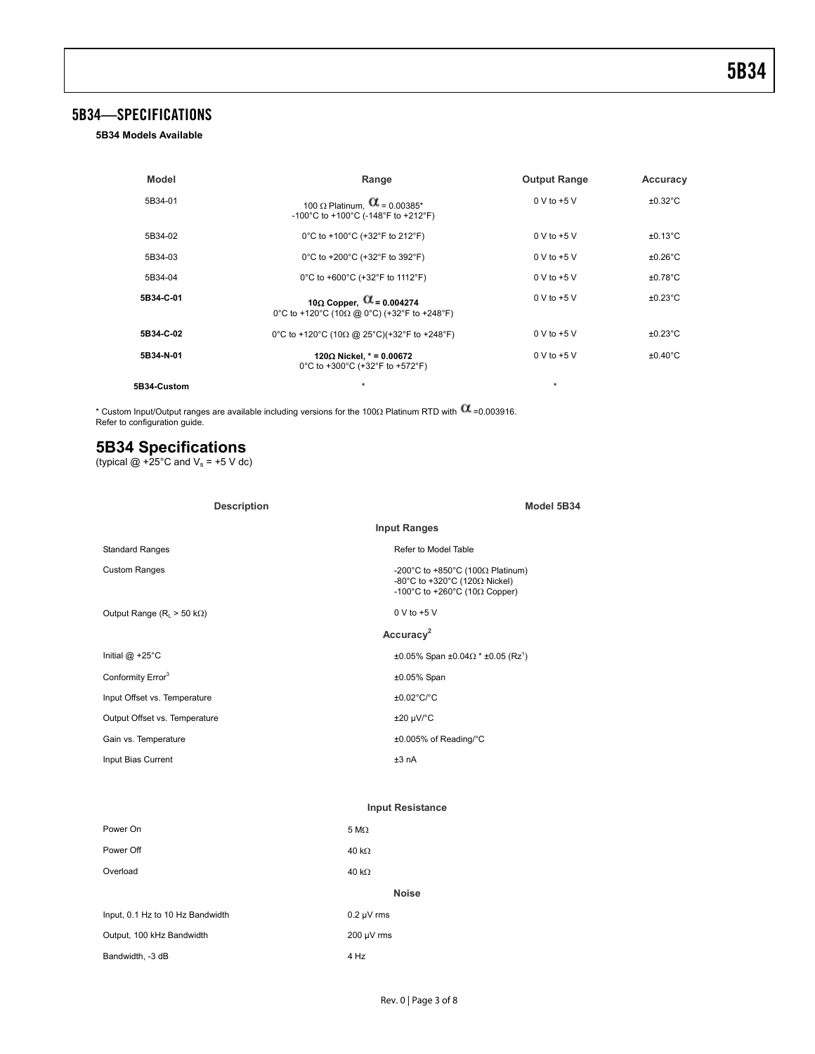## 5B34—SPECIFICATIONS

**5B34 Models Available**

| Model | Range | Output Range | Accuracy |
|---|---|---|---|
| 5B34-01 | 100 Ω Platinum, α = 0.00385* -100°C to +100°C (-148°F to +212°F) | 0 V to +5 V | ±0.32°C |
| 5B34-02 | 0°C to +100°C (+32°F to 212°F) | 0 V to +5 V | ±0.13°C |
| 5B34-03 | 0°C to +200°C (+32°F to 392°F) | 0 V to +5 V | ±0.26°C |
| 5B34-04 | 0°C to +600°C (+32°F to 1112°F) | 0 V to +5 V | ±0.78°C |
| **5B34-C-01** | **10Ω Copper, α = 0.004274** 0°C to +120°C (10Ω @ 0°C) (+32°F to +248°F) | 0 V to +5 V | ±0.23°C |
| **5B34-C-02** | 0°C to +120°C (10Ω @ 25°C)(+32°F to +248°F) | 0 V to +5 V | ±0.23°C |
| **5B34-N-01** | **120Ω Nickel, * = 0.00672** 0°C to +300°C (+32°F to +572°F) | 0 V to +5 V | ±0.40°C |
| **5B34-Custom** | * | * | |

* Custom Input/Output ranges are available including versions for the 100Ω Platinum RTD with α =0.003916.
Refer to configuration guide.

## 5B34 Specifications

(typical @ +25°C and $V_s$ = +5 V dc)

| Description | Model 5B34 |
|---|---|
| **Input Ranges** | |
| Standard Ranges | Refer to Model Table |
| Custom Ranges | -200°C to +850°C (100Ω Platinum) -80°C to +320°C (120Ω Nickel) -100°C to +260°C (10Ω Copper) |
| Output Range ($R_L$ > 50 kΩ) | 0 V to +5 V |
| **Accuracy[2]** | |
| Initial @ +25°C | ±0.05% Span ±0.04Ω * ±0.05 ($R_Z$[1]) |
| Conformity Error[3] | ±0.05% Span |
| Input Offset vs. Temperature | ±0.02°C/°C |
| Output Offset vs. Temperature | ±20 μV/°C |
| Gain vs. Temperature | ±0.005% of Reading/°C |
| Input Bias Current | ±3 nA |
| **Input Resistance** | |
| Power On | 5 MΩ |
| Power Off | 40 kΩ |
| Overload | 40 kΩ |
| **Noise** | |
| Input, 0.1 Hz to 10 Hz Bandwidth | 0.2 μV rms |
| Output, 100 kHz Bandwidth | 200 μV rms |
| Bandwidth, -3 dB | 4 Hz |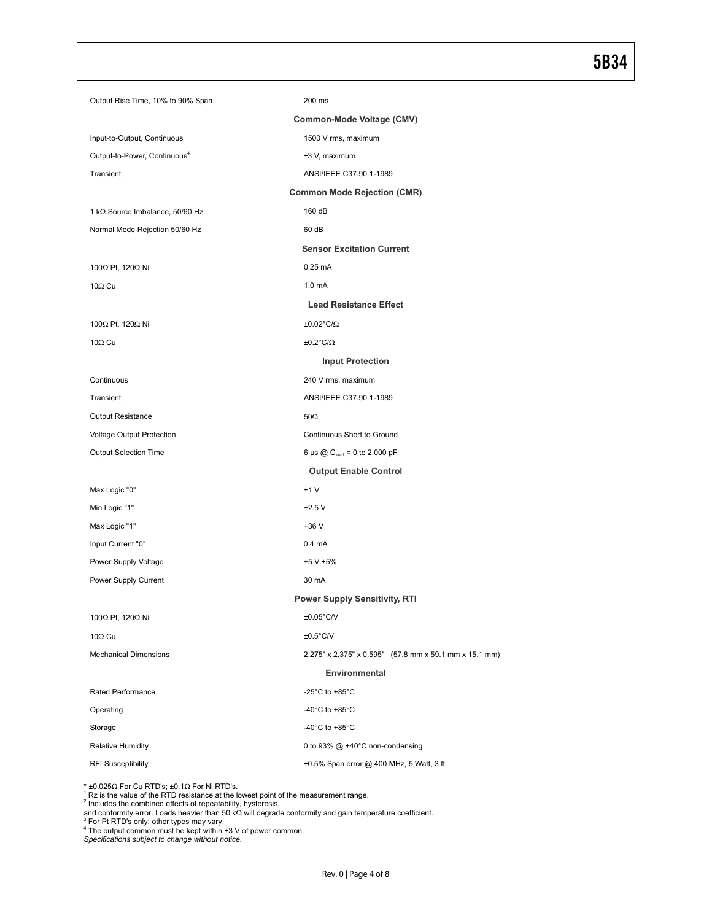| | |
|---|---|
| Output Rise Time, 10% to 90% Span | 200 ms |
| **Common-Mode Voltage (CMV)** | |
| Input-to-Output, Continuous | 1500 V rms, maximum |
| Output-to-Power, Continuous[4] | ±3 V, maximum |
| Transient | ANSI/IEEE C37.90.1-1989 |
| **Common Mode Rejection (CMR)** | |
| 1 kΩ Source Imbalance, 50/60 Hz | 160 dB |
| Normal Mode Rejection 50/60 Hz | 60 dB |
| **Sensor Excitation Current** | |
| 100Ω Pt, 120Ω Ni | 0.25 mA |
| 10Ω Cu | 1.0 mA |
| **Lead Resistance Effect** | |
| 100Ω Pt, 120Ω Ni | ±0.02°C/Ω |
| 10Ω Cu | ±0.2°C/Ω |
| **Input Protection** | |
| Continuous | 240 V rms, maximum |
| Transient | ANSI/IEEE C37.90.1-1989 |
| Output Resistance | 50Ω |
| Voltage Output Protection | Continuous Short to Ground |
| Output Selection Time | 6 µs @ $C_{load}$ = 0 to 2,000 pF |
| **Output Enable Control** | |
| Max Logic "0" | +1 V |
| Min Logic "1" | +2.5 V |
| Max Logic "1" | +36 V |
| Input Current "0" | 0.4 mA |
| Power Supply Voltage | +5 V ±5% |
| Power Supply Current | 30 mA |
| **Power Supply Sensitivity, RTI** | |
| 100Ω Pt, 120Ω Ni | ±0.05°C/V |
| 10Ω Cu | ±0.5°C/V |
| Mechanical Dimensions | 2.275" x 2.375" x 0.595" (57.8 mm x 59.1 mm x 15.1 mm) |
| **Environmental** | |
| Rated Performance | -25°C to +85°C |
| Operating | -40°C to +85°C |
| Storage | -40°C to +85°C |
| Relative Humidity | 0 to 93% @ +40°C non-condensing |
| RFI Susceptibility | ±0.5% Span error @ 400 MHz, 5 Watt, 3 ft |

* ±0.025Ω For Cu RTD's; ±0.1Ω For Ni RTD's.
[1] Rz is the value of the RTD resistance at the lowest point of the measurement range.
[2] Includes the combined effects of repeatability, hysteresis,
and conformity error. Loads heavier than 50 kΩ will degrade conformity and gain temperature coefficient.
[3] For Pt RTD's only; other types may vary.
[4] The output common must be kept within ±3 V of power common.
*Specifications subject to change without notice.*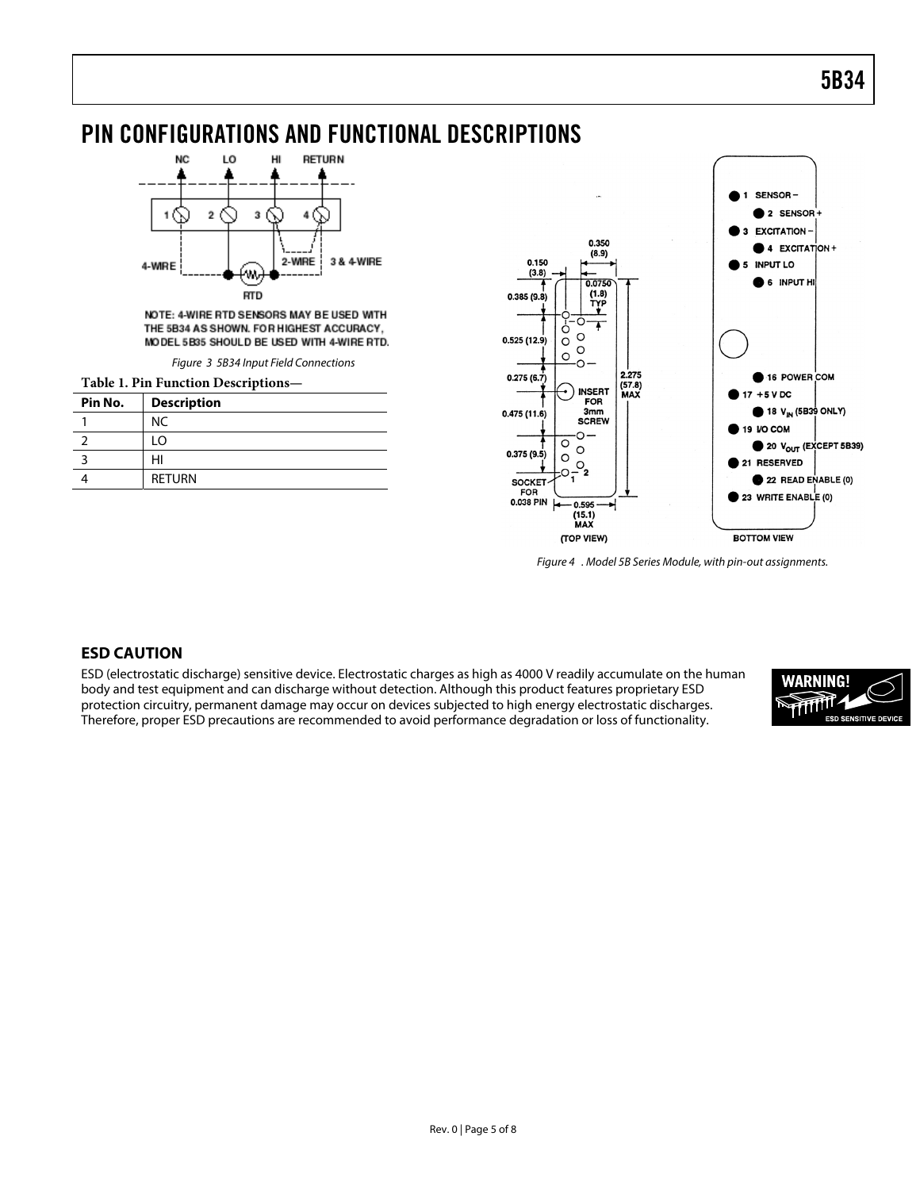# PIN CONFIGURATIONS AND FUNCTIONAL DESCRIPTIONS

NOTE: 4-WIRE RTD SENSORS MAY BE USED WITH THE 5B34 AS SHOWN. FOR HIGHEST ACCURACY, MODEL 5B35 SHOULD BE USED WITH 4-WIRE RTD.

*Figure 3 5B34 Input Field Connections*

**Table 1. Pin Function Descriptions—**

| Pin No. | Description |
|---|---|
| 1 | NC |
| 2 | LO |
| 3 | HI |
| 4 | RETURN |

*Figure 4 . Model 5B Series Module, with pin-out assignments.*

## ESD CAUTION

ESD (electrostatic discharge) sensitive device. Electrostatic charges as high as 4000 V readily accumulate on the human body and test equipment and can discharge without detection. Although this product features proprietary ESD protection circuitry, permanent damage may occur on devices subjected to high energy electrostatic discharges. Therefore, proper ESD precautions are recommended to avoid performance degradation or loss of functionality.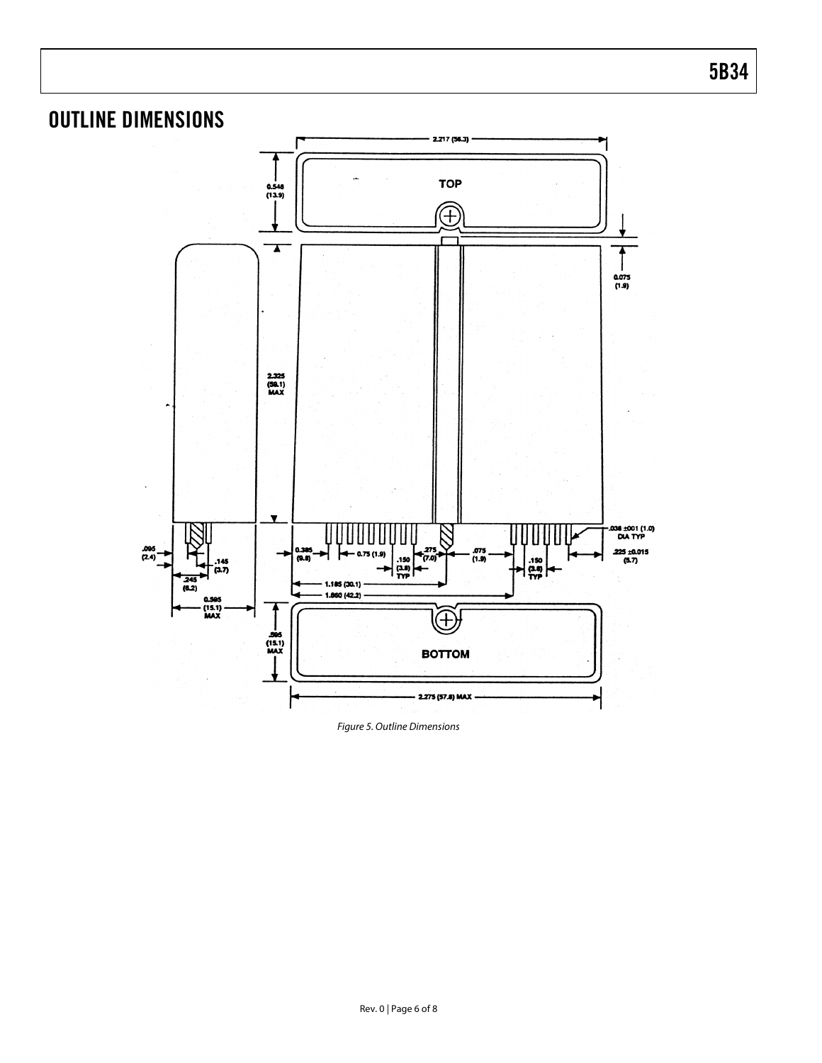## OUTLINE DIMENSIONS

*Figure 5. Outline Dimensions*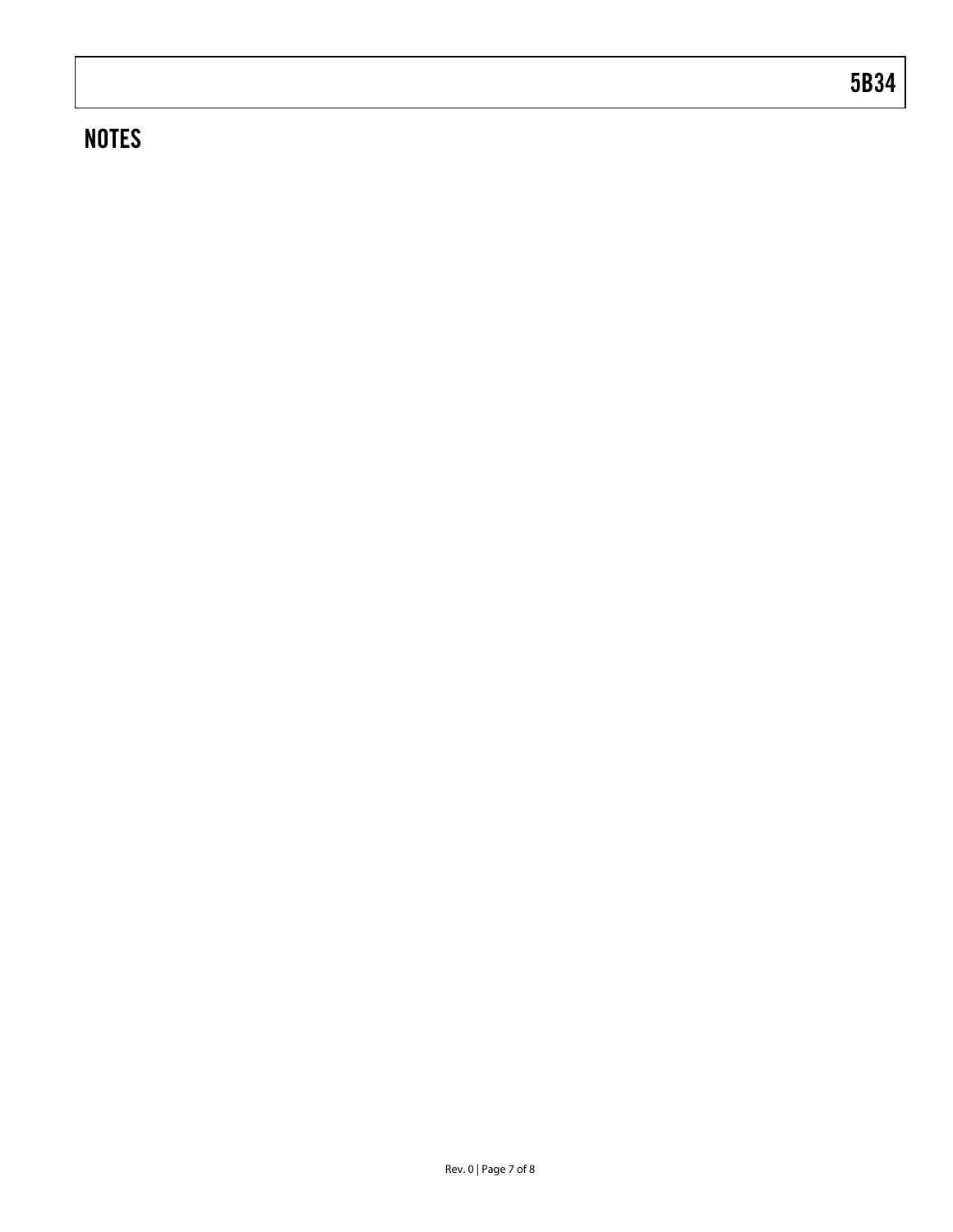## NOTES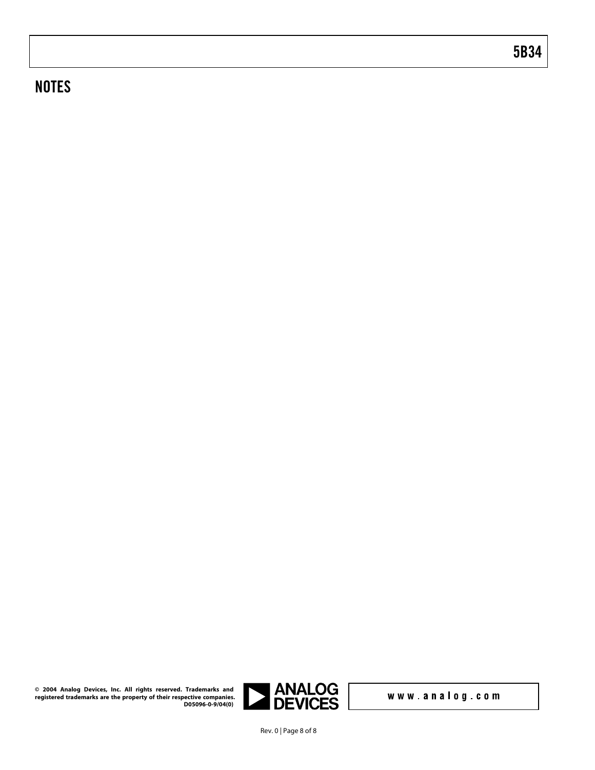## NOTES

© 2004 Analog Devices, Inc. All rights reserved. Trademarks and registered trademarks are the property of their respective companies. D05096-0-9/04(0)

www.analog.com